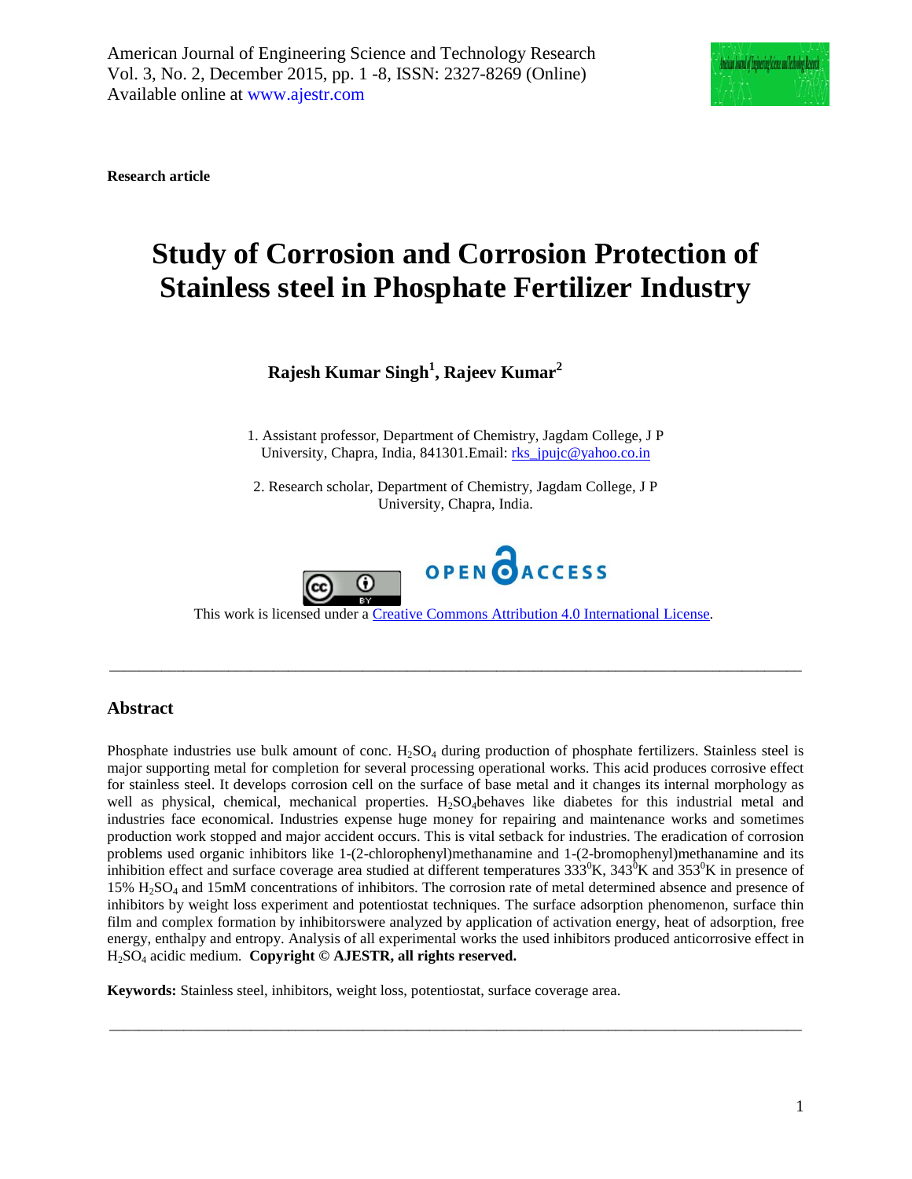**Research article**

# Study of Corrosion and Corrosion Protection of Stainless steel in Phosphate Fertilizer Industry

**Rajesh Kumar Singh[1], Rajeev Kumar[2]**

1. Assistant professor, Department of Chemistry, Jagdam College, J P University, Chapra, India, 841301.Email: rks_jpujc@yahoo.co.in

2. Research scholar, Department of Chemistry, Jagdam College, J P University, Chapra, India.

OPEN ACCESS

This work is licensed under a Creative Commons Attribution 4.0 International License.

---

## Abstract

Phosphate industries use bulk amount of conc. $H_2SO_4$ during production of phosphate fertilizers. Stainless steel is major supporting metal for completion for several processing operational works. This acid produces corrosive effect for stainless steel. It develops corrosion cell on the surface of base metal and it changes its internal morphology as well as physical, chemical, mechanical properties. $H_2SO_4$behaves like diabetes for this industrial metal and industries face economical. Industries expense huge money for repairing and maintenance works and sometimes production work stopped and major accident occurs. This is vital setback for industries. The eradication of corrosion problems used organic inhibitors like 1-(2-chlorophenyl)methanamine and 1-(2-bromophenyl)methanamine and its inhibition effect and surface coverage area studied at different temperatures $333^0$K, $343^0$K and $353^0$K in presence of 15% $H_2SO_4$ and 15mM concentrations of inhibitors. The corrosion rate of metal determined absence and presence of inhibitors by weight loss experiment and potentiostat techniques. The surface adsorption phenomenon, surface thin film and complex formation by inhibitorswere analyzed by application of activation energy, heat of adsorption, free energy, enthalpy and entropy. Analysis of all experimental works the used inhibitors produced anticorrosive effect in $H_2SO_4$ acidic medium. **Copyright © AJESTR, all rights reserved.**

**Keywords:** Stainless steel, inhibitors, weight loss, potentiostat, surface coverage area.

---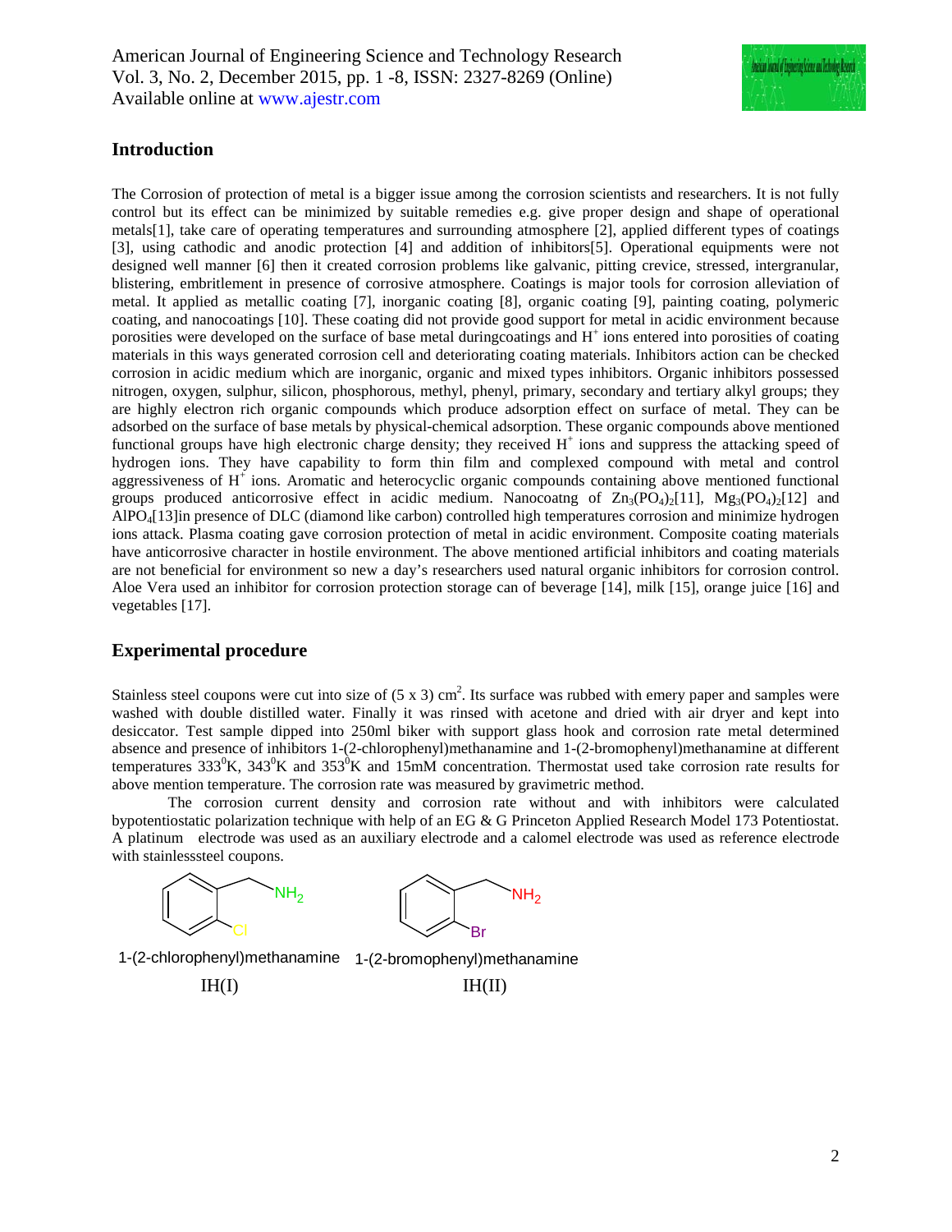## Introduction

The Corrosion of protection of metal is a bigger issue among the corrosion scientists and researchers. It is not fully control but its effect can be minimized by suitable remedies e.g. give proper design and shape of operational metals[1], take care of operating temperatures and surrounding atmosphere [2], applied different types of coatings [3], using cathodic and anodic protection [4] and addition of inhibitors[5]. Operational equipments were not designed well manner [6] then it created corrosion problems like galvanic, pitting crevice, stressed, intergranular, blistering, embritlement in presence of corrosive atmosphere. Coatings is major tools for corrosion alleviation of metal. It applied as metallic coating [7], inorganic coating [8], organic coating [9], painting coating, polymeric coating, and nanocoatings [10]. These coating did not provide good support for metal in acidic environment because porosities were developed on the surface of base metal duringcoatings and $H^+$ ions entered into porosities of coating materials in this ways generated corrosion cell and deteriorating coating materials. Inhibitors action can be checked corrosion in acidic medium which are inorganic, organic and mixed types inhibitors. Organic inhibitors possessed nitrogen, oxygen, sulphur, silicon, phosphorous, methyl, phenyl, primary, secondary and tertiary alkyl groups; they are highly electron rich organic compounds which produce adsorption effect on surface of metal. They can be adsorbed on the surface of base metals by physical-chemical adsorption. These organic compounds above mentioned functional groups have high electronic charge density; they received $H^+$ ions and suppress the attacking speed of hydrogen ions. They have capability to form thin film and complexed compound with metal and control aggressiveness of $H^+$ ions. Aromatic and heterocyclic organic compounds containing above mentioned functional groups produced anticorrosive effect in acidic medium. Nanocoatng of $Zn_3(PO_4)_2$[11], $Mg_3(PO_4)_2$[12] and $AlPO_4$[13]in presence of DLC (diamond like carbon) controlled high temperatures corrosion and minimize hydrogen ions attack. Plasma coating gave corrosion protection of metal in acidic environment. Composite coating materials have anticorrosive character in hostile environment. The above mentioned artificial inhibitors and coating materials are not beneficial for environment so new a day's researchers used natural organic inhibitors for corrosion control. Aloe Vera used an inhibitor for corrosion protection storage can of beverage [14], milk [15], orange juice [16] and vegetables [17].

## Experimental procedure

Stainless steel coupons were cut into size of (5 x 3) $cm^2$. Its surface was rubbed with emery paper and samples were washed with double distilled water. Finally it was rinsed with acetone and dried with air dryer and kept into desiccator. Test sample dipped into 250ml biker with support glass hook and corrosion rate metal determined absence and presence of inhibitors 1-(2-chlorophenyl)methanamine and 1-(2-bromophenyl)methanamine at different temperatures $333^0$K, $343^0$K and $353^0$K and 15mM concentration. Thermostat used take corrosion rate results for above mention temperature. The corrosion rate was measured by gravimetric method.

The corrosion current density and corrosion rate without and with inhibitors were calculated bypotentiostatic polarization technique with help of an EG & G Princeton Applied Research Model 173 Potentiostat. A platinum electrode was used as an auxiliary electrode and a calomel electrode was used as reference electrode with stainlesssteel coupons.

1-(2-chlorophenyl)methanamine
IH(I)

1-(2-bromophenyl)methanamine
IH(II)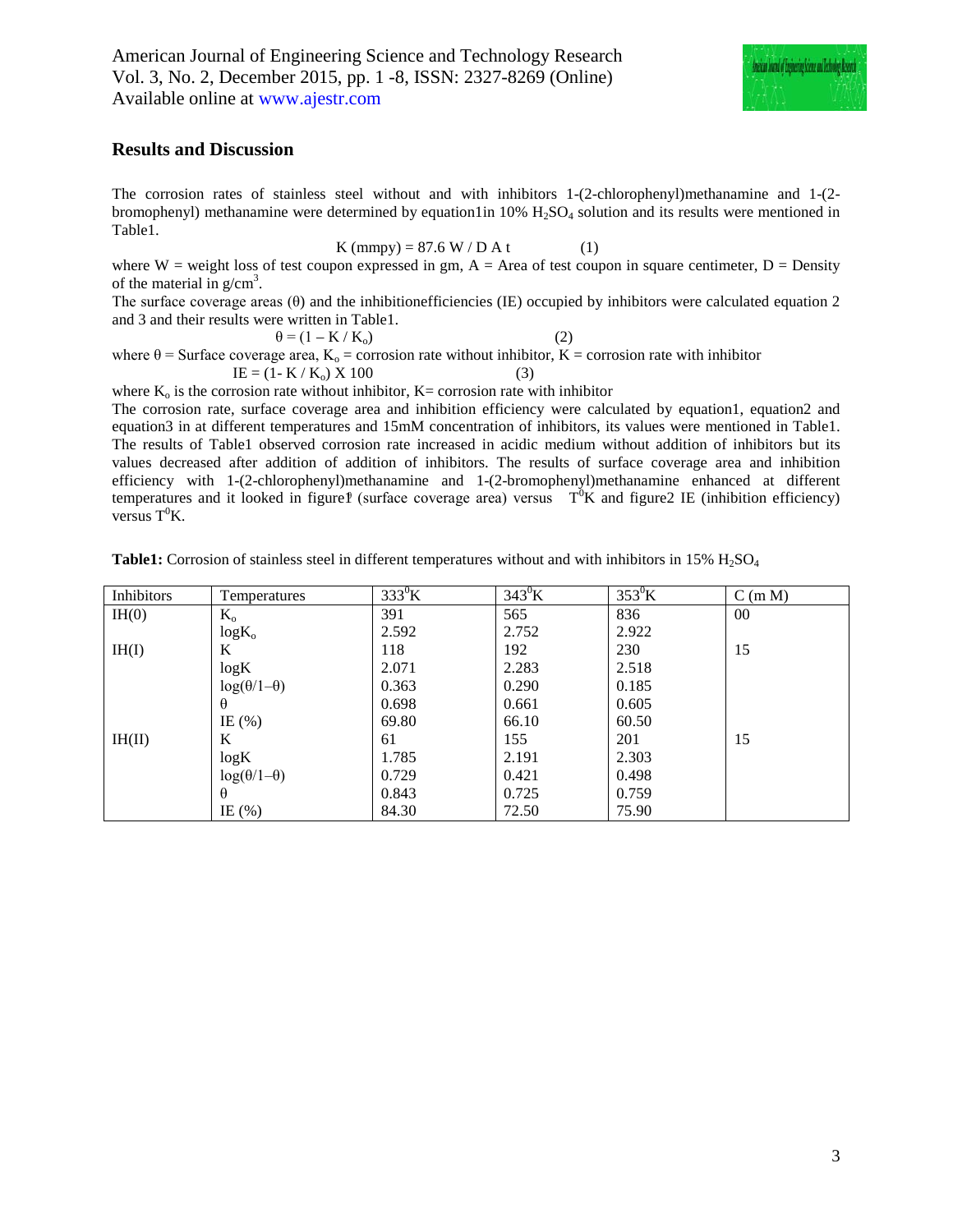## Results and Discussion

The corrosion rates of stainless steel without and with inhibitors 1-(2-chlorophenyl)methanamine and 1-(2-bromophenyl) methanamine were determined by equation1in 10% $H_2SO_4$ solution and its results were mentioned in Table1.

$$K\ (mmpy) = 87.6\ W / D\ A\ t \qquad (1)$$

where W = weight loss of test coupon expressed in gm, A = Area of test coupon in square centimeter, D = Density of the material in g/cm$^3$.

The surface coverage areas (θ) and the inhibitionefficiencies (IE) occupied by inhibitors were calculated equation 2 and 3 and their results were written in Table1.

$$\theta = (1 - K / K_o) \qquad (2)$$

where θ = Surface coverage area, $K_o$ = corrosion rate without inhibitor, K = corrosion rate with inhibitor

$$IE = (1 - K / K_o)\ X\ 100 \qquad (3)$$

where $K_o$ is the corrosion rate without inhibitor, K= corrosion rate with inhibitor

The corrosion rate, surface coverage area and inhibition efficiency were calculated by equation1, equation2 and equation3 in at different temperatures and 15mM concentration of inhibitors, its values were mentioned in Table1. The results of Table1 observed corrosion rate increased in acidic medium without addition of inhibitors but its values decreased after addition of addition of inhibitors. The results of surface coverage area and inhibition efficiency with 1-(2-chlorophenyl)methanamine and 1-(2-bromophenyl)methanamine enhanced at different temperatures and it looked in figure1 (surface coverage area) versus $T^0K$ and figure2 IE (inhibition efficiency) versus $T^0K$.

**Table1:** Corrosion of stainless steel in different temperatures without and with inhibitors in 15% $H_2SO_4$

| Inhibitors | Temperatures | $333^0K$ | $343^0K$ | $353^0K$ | C (m M) |
|---|---|---|---|---|---|
| IH(0) | $K_o$ | 391 | 565 | 836 | 00 |
| | $logK_o$ | 2.592 | 2.752 | 2.922 | |
| IH(I) | K | 118 | 192 | 230 | 15 |
| | logK | 2.071 | 2.283 | 2.518 | |
| | $\log(\theta/1-\theta)$ | 0.363 | 0.290 | 0.185 | |
| | θ | 0.698 | 0.661 | 0.605 | |
| | IE (%) | 69.80 | 66.10 | 60.50 | |
| IH(II) | K | 61 | 155 | 201 | 15 |
| | logK | 1.785 | 2.191 | 2.303 | |
| | $\log(\theta/1-\theta)$ | 0.729 | 0.421 | 0.498 | |
| | θ | 0.843 | 0.725 | 0.759 | |
| | IE (%) | 84.30 | 72.50 | 75.90 | |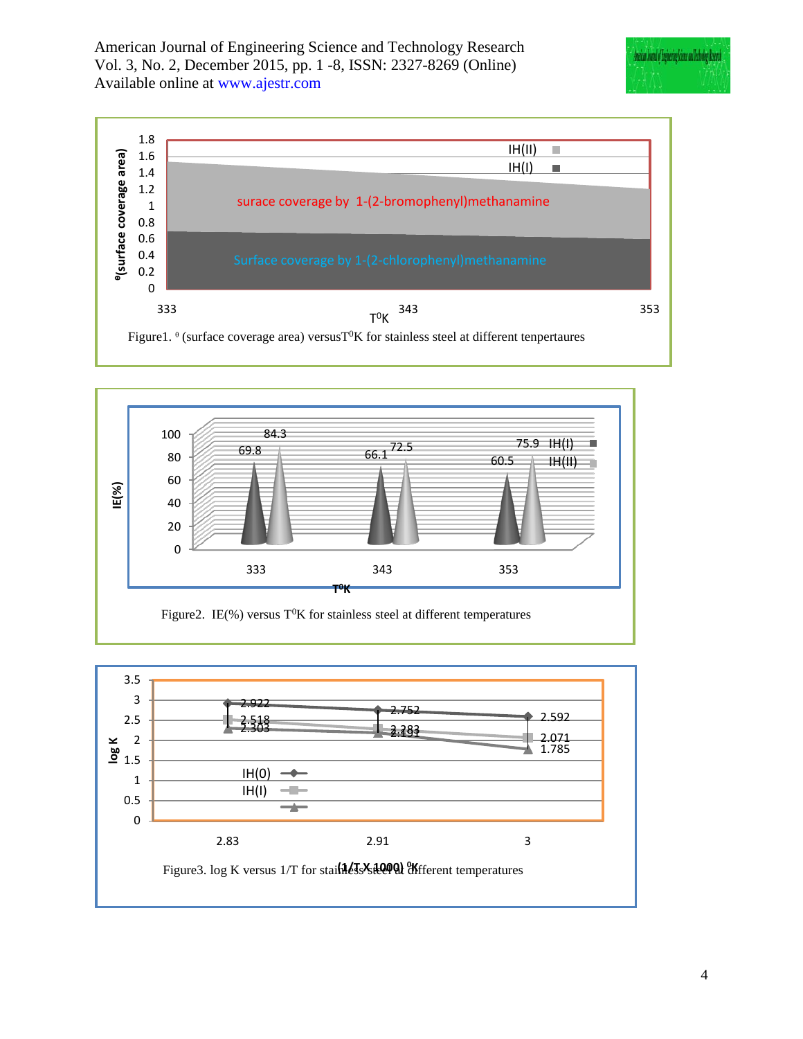Figure1. $^{\theta}$ (surface coverage area) versus $T^{0}K$ for stainless steel at different tenpertaures

Figure2. IE(%) versus $T^{0}K$ for stainless steel at different temperatures

Figure3. log K versus 1/T for stainless steel at different temperatures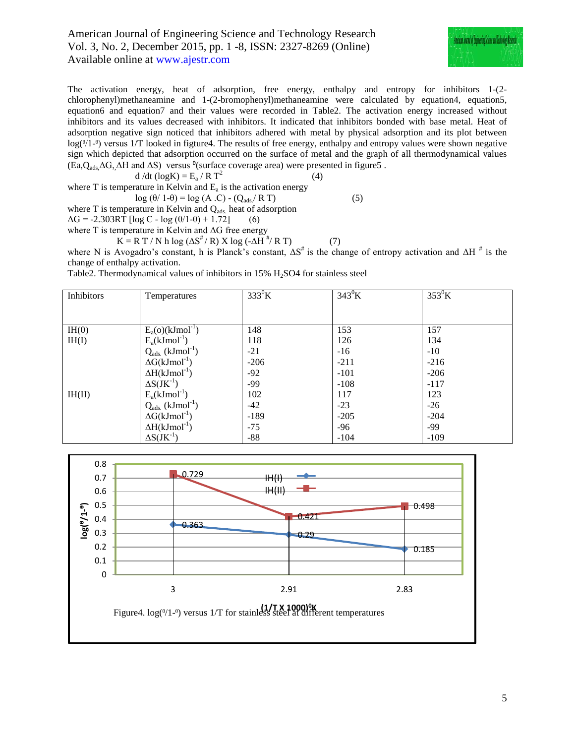The activation energy, heat of adsorption, free energy, enthalpy and entropy for inhibitors 1-(2-chlorophenyl)methaneamine and 1-(2-bromophenyl)methaneamine were calculated by equation4, equation5, equation6 and equation7 and their values were recorded in Table2. The activation energy increased without inhibitors and its values decreased with inhibitors. It indicated that inhibitors bonded with base metal. Heat of adsorption negative sign noticed that inhibitors adhered with metal by physical adsorption and its plot between $\log(\theta/1-\theta)$ versus 1/T looked in figure4. The results of free energy, enthalpy and entropy values were shown negative sign which depicted that adsorption occurred on the surface of metal and the graph of all thermodynamical values ($E_a$, $Q_{ads}$, $\Delta G$, $\Delta H$ and $\Delta S$) versus $\theta$(surface coverage area) were presented in figure5 .

$$d/dt\,(\log K) = E_a / R\,T^2 \qquad (4)$$

where T is temperature in Kelvin and $E_a$ is the activation energy

$$\log(\theta/ 1-\theta) = \log(A\,.C) - (Q_{ads}/ R\,T) \qquad (5)$$

where T is temperature in Kelvin and $Q_{ads.}$ heat of adsorption

$$\Delta G = -2.303RT\,[\log C - \log(\theta/1-\theta) + 1.72] \qquad (6)$$

where T is temperature in Kelvin and $\Delta G$ free energy

$$K = R\,T / N\,h \log(\Delta S^{\#} / R) \times \log(-\Delta H^{\#}/ R\,T) \qquad (7)$$

where N is Avogadro's constant, h is Planck's constant, $\Delta S^{\#}$ is the change of entropy activation and $\Delta H^{\#}$ is the change of enthalpy activation.

Table2. Thermodynamical values of inhibitors in 15% $H_2SO_4$ for stainless steel

| Inhibitors | Temperatures | 333$^0$K | 343$^0$K | 353$^0$K |
|---|---|---|---|---|
| IH(0) | $E_a$(o)(kJmol$^{-1}$) | 148 | 153 | 157 |
| IH(I) | $E_a$(kJmol$^{-1}$) | 118 | 126 | 134 |
| | $Q_{ads.}$ (kJmol$^{-1}$) | -21 | -16 | -10 |
| | $\Delta G$(kJmol$^{-1}$) | -206 | -211 | -216 |
| | $\Delta H$(kJmol$^{-1}$) | -92 | -101 | -206 |
| | $\Delta S$(JK$^{-1}$) | -99 | -108 | -117 |
| IH(II) | $E_a$(kJmol$^{-1}$) | 102 | 117 | 123 |
| | $Q_{ads.}$ (kJmol$^{-1}$) | -42 | -23 | -26 |
| | $\Delta G$(kJmol$^{-1}$) | -189 | -205 | -204 |
| | $\Delta H$(kJmol$^{-1}$) | -75 | -96 | -99 |
| | $\Delta S$(JK$^{-1}$) | -88 | -104 | -109 |

Figure4. $\log(\theta/1-\theta)$ versus 1/T for stainless steel at different temperatures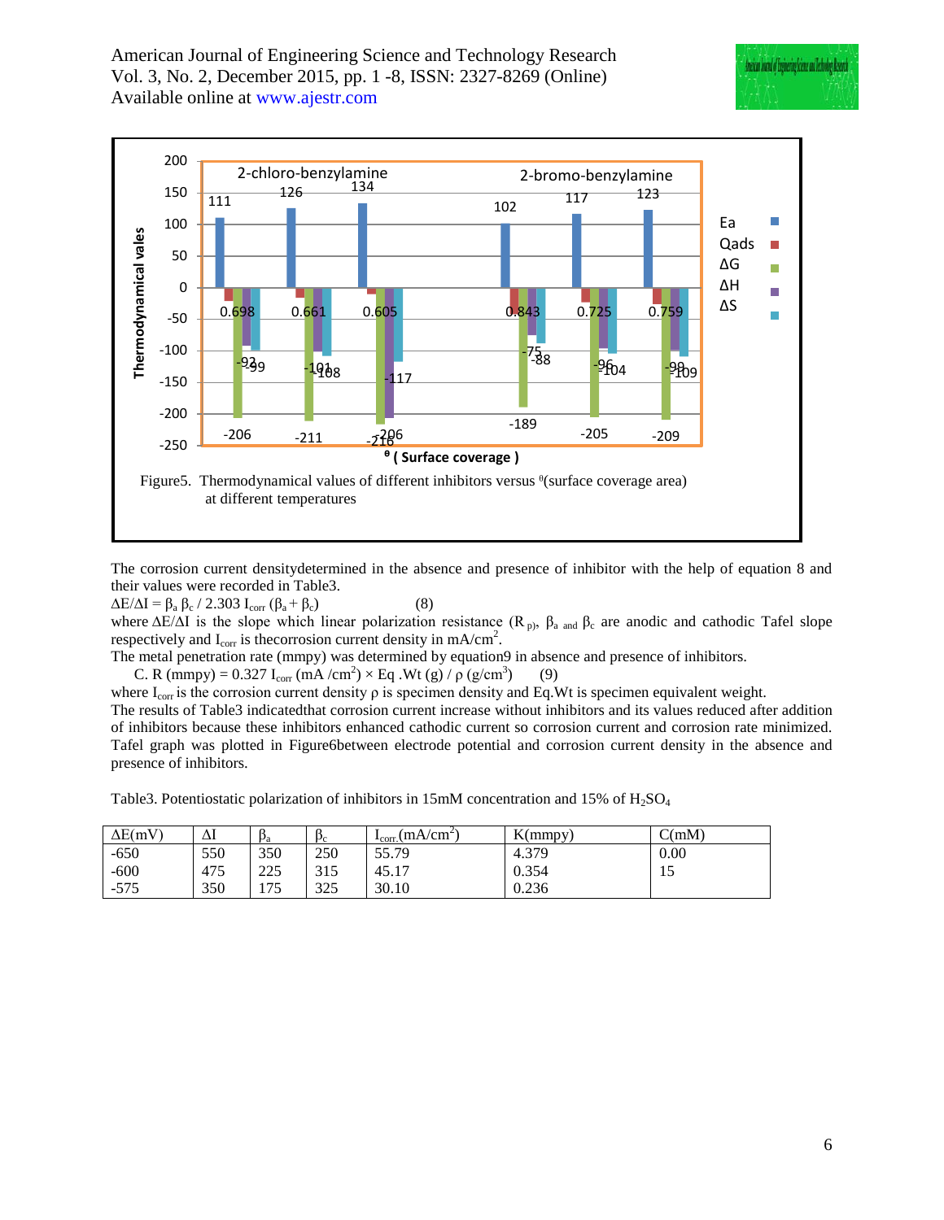Figure5. Thermodynamical values of different inhibitors versus $^{\theta}$(surface coverage area) at different temperatures

The corrosion current densitydetermined in the absence and presence of inhibitor with the help of equation 8 and their values were recorded in Table3.

$\Delta E/\Delta I = \beta_a \beta_c / 2.303 I_{corr} (\beta_a + \beta_c)$ (8)

where $\Delta E/\Delta I$ is the slope which linear polarization resistance ($R_p$), $\beta_a$ and $\beta_c$ are anodic and cathodic Tafel slope respectively and $I_{corr}$ is thecorrosion current density in mA/cm$^2$.

The metal penetration rate (mmpy) was determined by equation9 in absence and presence of inhibitors.

C. R (mmpy) $= 0.327\, I_{corr}$ (mA /cm$^2$) × Eq .Wt (g) / ρ (g/cm$^3$) (9)

where $I_{corr}$ is the corrosion current density ρ is specimen density and Eq.Wt is specimen equivalent weight.

The results of Table3 indicatedthat corrosion current increase without inhibitors and its values reduced after addition of inhibitors because these inhibitors enhanced cathodic current so corrosion current and corrosion rate minimized. Tafel graph was plotted in Figure6between electrode potential and corrosion current density in the absence and presence of inhibitors.

Table3. Potentiostatic polarization of inhibitors in 15mM concentration and 15% of $H_2SO_4$

| ΔE(mV) | ΔI | $\beta_a$ | $\beta_c$ | $I_{corr}$(mA/cm$^2$) | K(mmpy) | C(mM) |
|---|---|---|---|---|---|---|
| -650 | 550 | 350 | 250 | 55.79 | 4.379 | 0.00 |
| -600 | 475 | 225 | 315 | 45.17 | 0.354 | 15 |
| -575 | 350 | 175 | 325 | 30.10 | 0.236 | |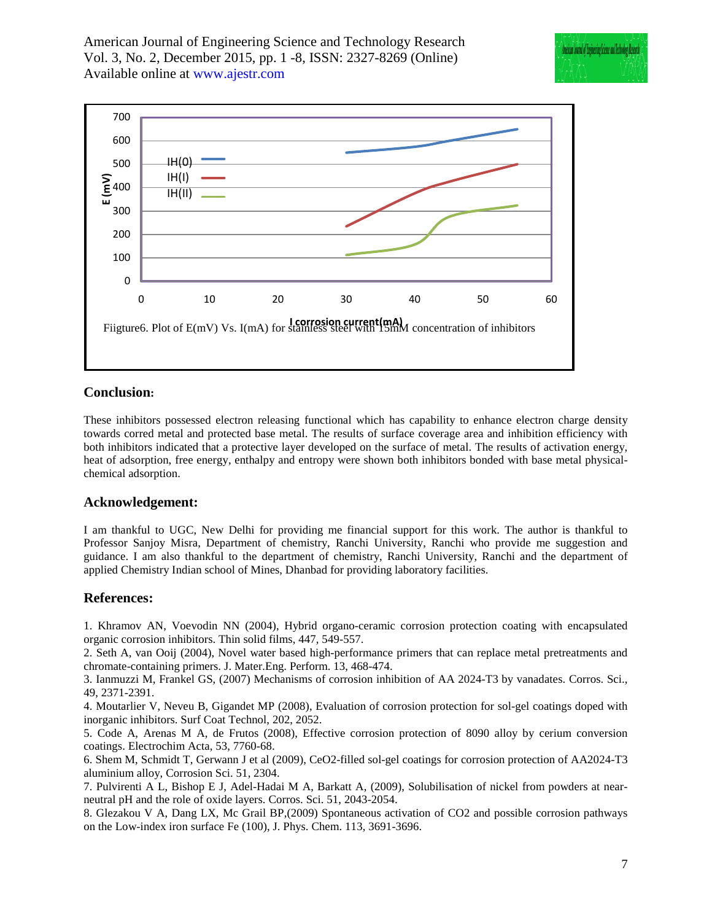Fiigture6. Plot of E(mV) Vs. I(mA) for stainless steel with 15mM concentration of inhibitors

## Conclusion:

These inhibitors possessed electron releasing functional which has capability to enhance electron charge density towards corred metal and protected base metal. The results of surface coverage area and inhibition efficiency with both inhibitors indicated that a protective layer developed on the surface of metal. The results of activation energy, heat of adsorption, free energy, enthalpy and entropy were shown both inhibitors bonded with base metal physical-chemical adsorption.

## Acknowledgement:

I am thankful to UGC, New Delhi for providing me financial support for this work. The author is thankful to Professor Sanjoy Misra, Department of chemistry, Ranchi University, Ranchi who provide me suggestion and guidance. I am also thankful to the department of chemistry, Ranchi University, Ranchi and the department of applied Chemistry Indian school of Mines, Dhanbad for providing laboratory facilities.

## References:

1. Khramov AN, Voevodin NN (2004), Hybrid organo-ceramic corrosion protection coating with encapsulated organic corrosion inhibitors. Thin solid films, 447, 549-557.
2. Seth A, van Ooij (2004), Novel water based high-performance primers that can replace metal pretreatments and chromate-containing primers. J. Mater.Eng. Perform. 13, 468-474.
3. Ianmuzzi M, Frankel GS, (2007) Mechanisms of corrosion inhibition of AA 2024-T3 by vanadates. Corros. Sci., 49, 2371-2391.
4. Moutarlier V, Neveu B, Gigandet MP (2008), Evaluation of corrosion protection for sol-gel coatings doped with inorganic inhibitors. Surf Coat Technol, 202, 2052.
5. Code A, Arenas M A, de Frutos (2008), Effective corrosion protection of 8090 alloy by cerium conversion coatings. Electrochim Acta, 53, 7760-68.
6. Shem M, Schmidt T, Gerwann J et al (2009), CeO2-filled sol-gel coatings for corrosion protection of AA2024-T3 aluminium alloy, Corrosion Sci. 51, 2304.
7. Pulvirenti A L, Bishop E J, Adel-Hadai M A, Barkatt A, (2009), Solubilisation of nickel from powders at near-neutral pH and the role of oxide layers. Corros. Sci. 51, 2043-2054.
8. Glezakou V A, Dang LX, Mc Grail BP,(2009) Spontaneous activation of CO2 and possible corrosion pathways on the Low-index iron surface Fe (100), J. Phys. Chem. 113, 3691-3696.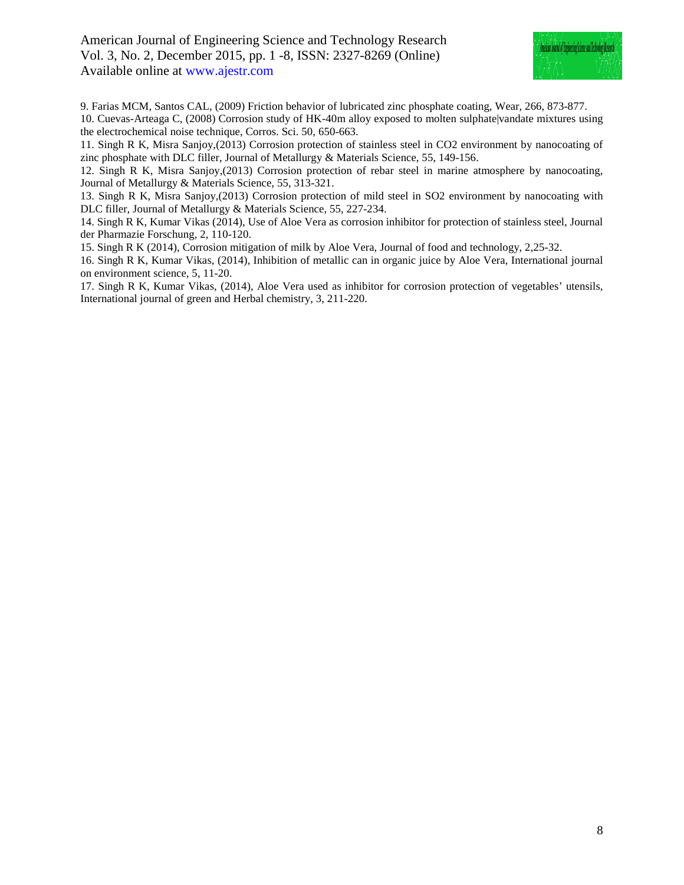9. Farias MCM, Santos CAL, (2009) Friction behavior of lubricated zinc phosphate coating, Wear, 266, 873-877.

10. Cuevas-Arteaga C, (2008) Corrosion study of HK-40m alloy exposed to molten sulphate|vandate mixtures using the electrochemical noise technique, Corros. Sci. 50, 650-663.

11. Singh R K, Misra Sanjoy,(2013) Corrosion protection of stainless steel in CO2 environment by nanocoating of zinc phosphate with DLC filler, Journal of Metallurgy & Materials Science, 55, 149-156.

12. Singh R K, Misra Sanjoy,(2013) Corrosion protection of rebar steel in marine atmosphere by nanocoating, Journal of Metallurgy & Materials Science, 55, 313-321.

13. Singh R K, Misra Sanjoy,(2013) Corrosion protection of mild steel in SO2 environment by nanocoating with DLC filler, Journal of Metallurgy & Materials Science, 55, 227-234.

14. Singh R K, Kumar Vikas (2014), Use of Aloe Vera as corrosion inhibitor for protection of stainless steel, Journal der Pharmazie Forschung, 2, 110-120.

15. Singh R K (2014), Corrosion mitigation of milk by Aloe Vera, Journal of food and technology, 2,25-32.

16. Singh R K, Kumar Vikas, (2014), Inhibition of metallic can in organic juice by Aloe Vera, International journal on environment science, 5, 11-20.

17. Singh R K, Kumar Vikas, (2014), Aloe Vera used as inhibitor for corrosion protection of vegetables' utensils, International journal of green and Herbal chemistry, 3, 211-220.